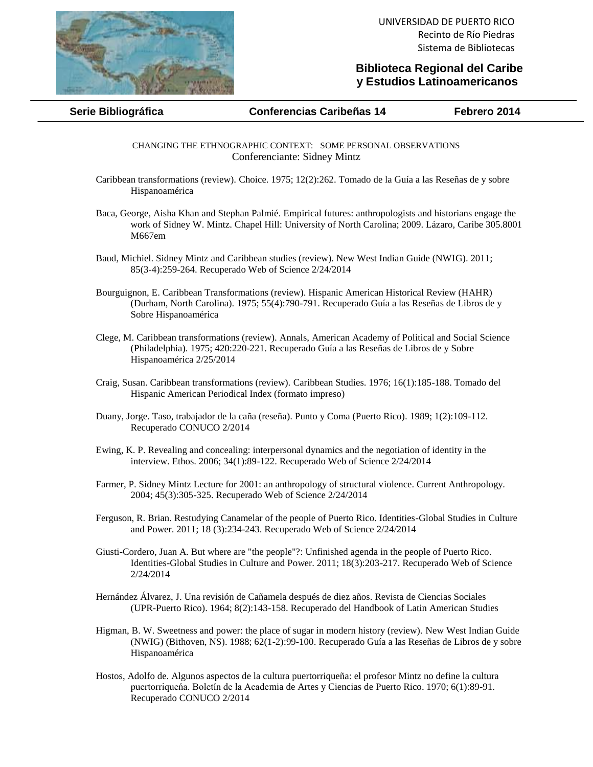UNIVERSIDAD DE PUERTO RICO
Recinto de Río Piedras
Sistema de Bibliotecas

**Biblioteca Regional del Caribe y Estudios Latinoamericanos**

**Serie Bibliográfica** | **Conferencias Caribeñas 14** | **Febrero 2014**

## CHANGING THE ETHNOGRAPHIC CONTEXT: SOME PERSONAL OBSERVATIONS

Conferenciante: Sidney Mintz

Caribbean transformations (review). Choice. 1975; 12(2):262. Tomado de la Guía a las Reseñas de y sobre Hispanoamérica

Baca, George, Aisha Khan and Stephan Palmié. Empirical futures: anthropologists and historians engage the work of Sidney W. Mintz. Chapel Hill: University of North Carolina; 2009. Lázaro, Caribe 305.8001 M667em

Baud, Michiel. Sidney Mintz and Caribbean studies (review). New West Indian Guide (NWIG). 2011; 85(3-4):259-264. Recuperado Web of Science 2/24/2014

Bourguignon, E. Caribbean Transformations (review). Hispanic American Historical Review (HAHR) (Durham, North Carolina). 1975; 55(4):790-791. Recuperado Guía a las Reseñas de Libros de y Sobre Hispanoamérica

Clege, M. Caribbean transformations (review). Annals, American Academy of Political and Social Science (Philadelphia). 1975; 420:220-221. Recuperado Guía a las Reseñas de Libros de y Sobre Hispanoamérica 2/25/2014

Craig, Susan. Caribbean transformations (review). Caribbean Studies. 1976; 16(1):185-188. Tomado del Hispanic American Periodical Index (formato impreso)

Duany, Jorge. Taso, trabajador de la caña (reseña). Punto y Coma (Puerto Rico). 1989; 1(2):109-112. Recuperado CONUCO 2/2014

Ewing, K. P. Revealing and concealing: interpersonal dynamics and the negotiation of identity in the interview. Ethos. 2006; 34(1):89-122. Recuperado Web of Science 2/24/2014

Farmer, P. Sidney Mintz Lecture for 2001: an anthropology of structural violence. Current Anthropology. 2004; 45(3):305-325. Recuperado Web of Science 2/24/2014

Ferguson, R. Brian. Restudying Canamelar of the people of Puerto Rico. Identities-Global Studies in Culture and Power. 2011; 18 (3):234-243. Recuperado Web of Science 2/24/2014

Giusti-Cordero, Juan A. But where are "the people"?: Unfinished agenda in the people of Puerto Rico. Identities-Global Studies in Culture and Power. 2011; 18(3):203-217. Recuperado Web of Science 2/24/2014

Hernández Álvarez, J. Una revisión de Cañamela después de diez años. Revista de Ciencias Sociales (UPR-Puerto Rico). 1964; 8(2):143-158. Recuperado del Handbook of Latin American Studies

Higman, B. W. Sweetness and power: the place of sugar in modern history (review). New West Indian Guide (NWIG) (Bithoven, NS). 1988; 62(1-2):99-100. Recuperado Guía a las Reseñas de Libros de y sobre Hispanoamérica

Hostos, Adolfo de. Algunos aspectos de la cultura puertorriqueña: el profesor Mintz no define la cultura puertorriqueńa. Boletín de la Academia de Artes y Ciencias de Puerto Rico. 1970; 6(1):89-91. Recuperado CONUCO 2/2014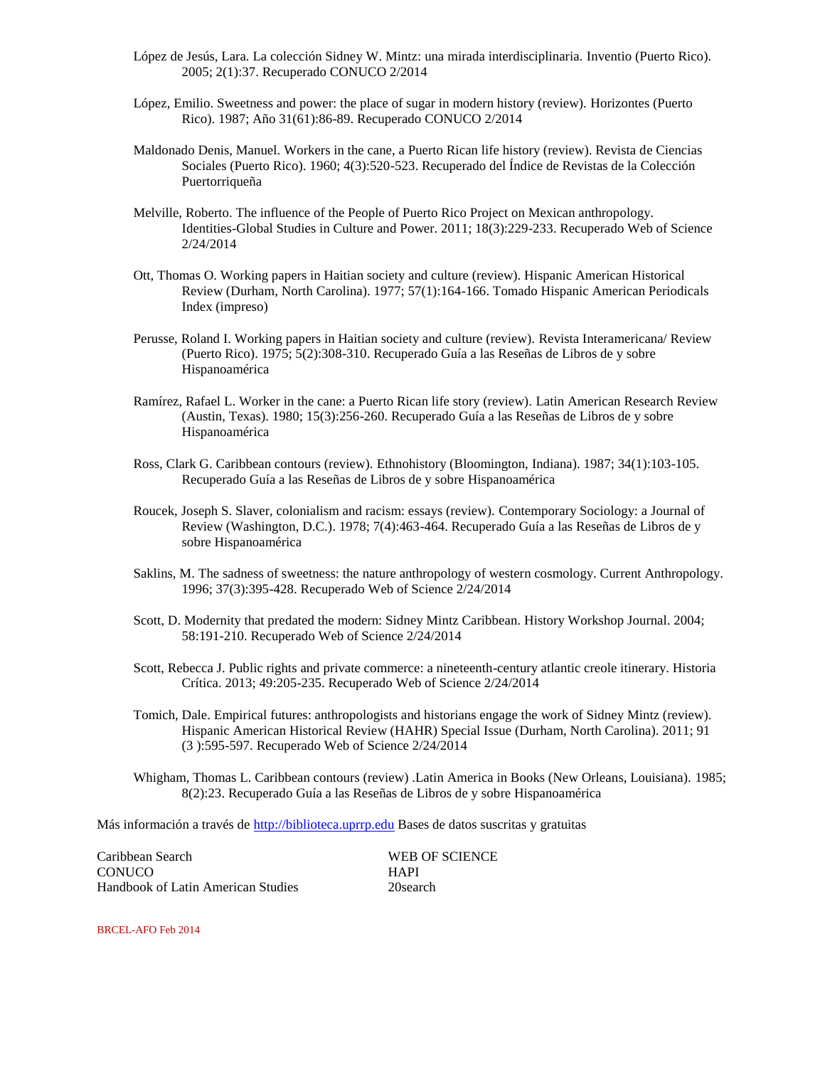López de Jesús, Lara. La colección Sidney W. Mintz: una mirada interdisciplinaria. Inventio (Puerto Rico). 2005; 2(1):37. Recuperado CONUCO 2/2014

López, Emilio. Sweetness and power: the place of sugar in modern history (review). Horizontes (Puerto Rico). 1987; Año 31(61):86-89. Recuperado CONUCO 2/2014

Maldonado Denis, Manuel. Workers in the cane, a Puerto Rican life history (review). Revista de Ciencias Sociales (Puerto Rico). 1960; 4(3):520-523. Recuperado del Índice de Revistas de la Colección Puertorriqueña

Melville, Roberto. The influence of the People of Puerto Rico Project on Mexican anthropology. Identities-Global Studies in Culture and Power. 2011; 18(3):229-233. Recuperado Web of Science 2/24/2014

Ott, Thomas O. Working papers in Haitian society and culture (review). Hispanic American Historical Review (Durham, North Carolina). 1977; 57(1):164-166. Tomado Hispanic American Periodicals Index (impreso)

Perusse, Roland I. Working papers in Haitian society and culture (review). Revista Interamericana/ Review (Puerto Rico). 1975; 5(2):308-310. Recuperado Guía a las Reseñas de Libros de y sobre Hispanoamérica

Ramírez, Rafael L. Worker in the cane: a Puerto Rican life story (review). Latin American Research Review (Austin, Texas). 1980; 15(3):256-260. Recuperado Guía a las Reseñas de Libros de y sobre Hispanoamérica

Ross, Clark G. Caribbean contours (review). Ethnohistory (Bloomington, Indiana). 1987; 34(1):103-105. Recuperado Guía a las Reseñas de Libros de y sobre Hispanoamérica

Roucek, Joseph S. Slaver, colonialism and racism: essays (review). Contemporary Sociology: a Journal of Review (Washington, D.C.). 1978; 7(4):463-464. Recuperado Guía a las Reseñas de Libros de y sobre Hispanoamérica

Saklins, M. The sadness of sweetness: the nature anthropology of western cosmology. Current Anthropology. 1996; 37(3):395-428. Recuperado Web of Science 2/24/2014

Scott, D. Modernity that predated the modern: Sidney Mintz Caribbean. History Workshop Journal. 2004; 58:191-210. Recuperado Web of Science 2/24/2014

Scott, Rebecca J. Public rights and private commerce: a nineteenth-century atlantic creole itinerary. Historia Crítica. 2013; 49:205-235. Recuperado Web of Science 2/24/2014

Tomich, Dale. Empirical futures: anthropologists and historians engage the work of Sidney Mintz (review). Hispanic American Historical Review (HAHR) Special Issue (Durham, North Carolina). 2011; 91 (3 ):595-597. Recuperado Web of Science 2/24/2014

Whigham, Thomas L. Caribbean contours (review) .Latin America in Books (New Orleans, Louisiana). 1985; 8(2):23. Recuperado Guía a las Reseñas de Libros de y sobre Hispanoamérica

Más información a través de http://biblioteca.uprrp.edu Bases de datos suscritas y gratuitas

Caribbean Search
CONUCO
Handbook of Latin American Studies
WEB OF SCIENCE
HAPI
20search

BRCEL-AFO Feb 2014